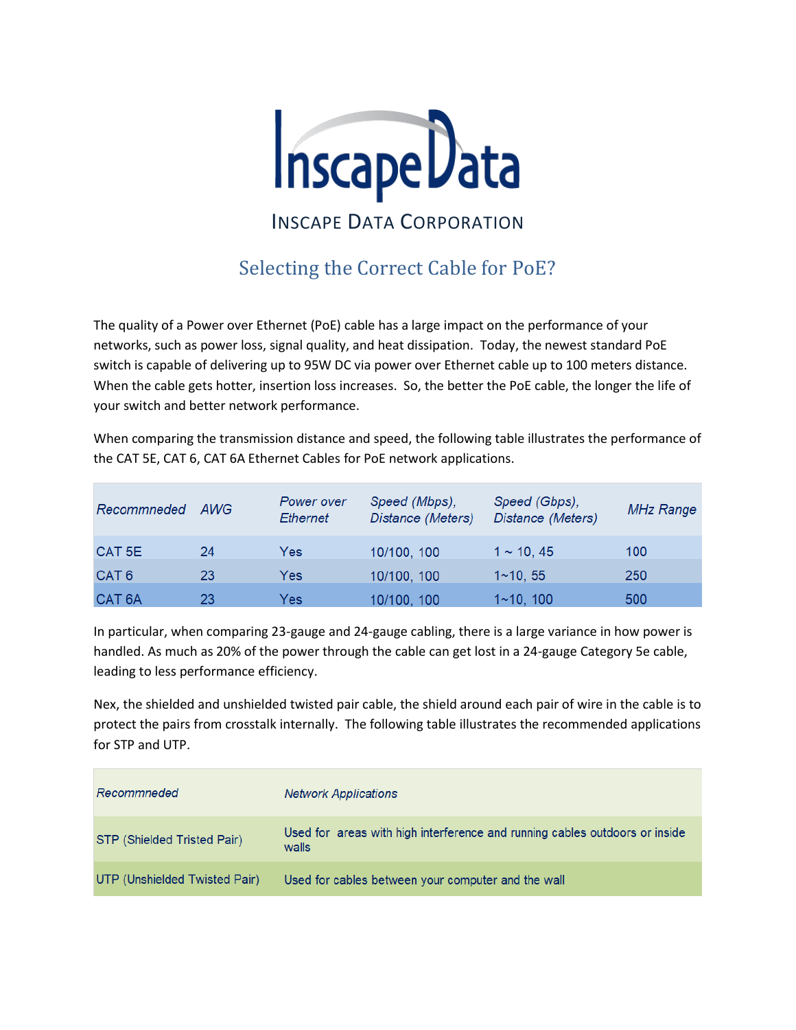# InscapeData

INSCAPE DATA CORPORATION

## Selecting the Correct Cable for PoE?

The quality of a Power over Ethernet (PoE) cable has a large impact on the performance of your networks, such as power loss, signal quality, and heat dissipation. Today, the newest standard PoE switch is capable of delivering up to 95W DC via power over Ethernet cable up to 100 meters distance. When the cable gets hotter, insertion loss increases. So, the better the PoE cable, the longer the life of your switch and better network performance.

When comparing the transmission distance and speed, the following table illustrates the performance of the CAT 5E, CAT 6, CAT 6A Ethernet Cables for PoE network applications.

| *Recommneded* | *AWG* | *Power over Ethernet* | *Speed (Mbps), Distance (Meters)* | *Speed (Gbps), Distance (Meters)* | *MHz Range* |
|---|---|---|---|---|---|
| CAT 5E | 24 | Yes | 10/100, 100 | 1 ~ 10, 45 | 100 |
| CAT 6 | 23 | Yes | 10/100, 100 | 1~10, 55 | 250 |
| CAT 6A | 23 | Yes | 10/100, 100 | 1~10, 100 | 500 |

In particular, when comparing 23-gauge and 24-gauge cabling, there is a large variance in how power is handled. As much as 20% of the power through the cable can get lost in a 24-gauge Category 5e cable, leading to less performance efficiency.

Nex, the shielded and unshielded twisted pair cable, the shield around each pair of wire in the cable is to protect the pairs from crosstalk internally. The following table illustrates the recommended applications for STP and UTP.

| *Recommneded* | *Network Applications* |
|---|---|
| STP (Shielded Tristed Pair) | Used for areas with high interference and running cables outdoors or inside walls |
| UTP (Unshielded Twisted Pair) | Used for cables between your computer and the wall |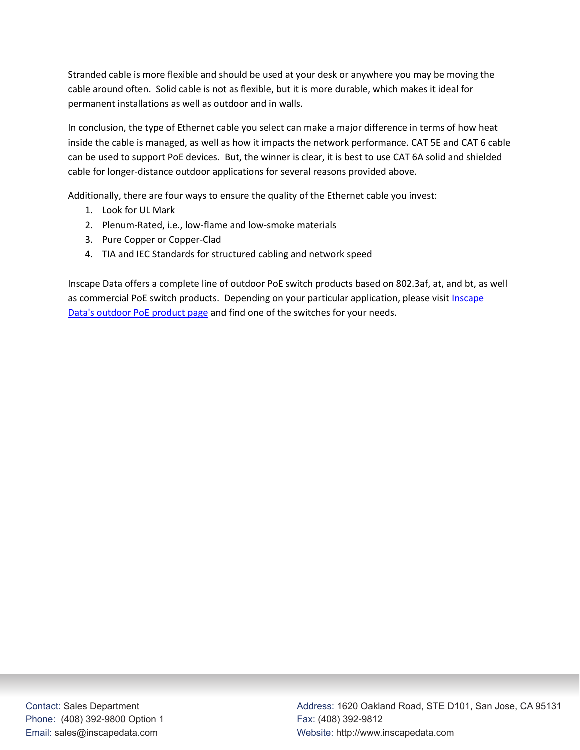Stranded cable is more flexible and should be used at your desk or anywhere you may be moving the cable around often. Solid cable is not as flexible, but it is more durable, which makes it ideal for permanent installations as well as outdoor and in walls.

In conclusion, the type of Ethernet cable you select can make a major difference in terms of how heat inside the cable is managed, as well as how it impacts the network performance. CAT 5E and CAT 6 cable can be used to support PoE devices. But, the winner is clear, it is best to use CAT 6A solid and shielded cable for longer-distance outdoor applications for several reasons provided above.

Additionally, there are four ways to ensure the quality of the Ethernet cable you invest:

1. Look for UL Mark
2. Plenum-Rated, i.e., low-flame and low-smoke materials
3. Pure Copper or Copper-Clad
4. TIA and IEC Standards for structured cabling and network speed

Inscape Data offers a complete line of outdoor PoE switch products based on 802.3af, at, and bt, as well as commercial PoE switch products. Depending on your particular application, please visit [Inscape Data's outdoor PoE product page]() and find one of the switches for your needs.

Contact: Sales Department
Phone: (408) 392-9800 Option 1
Email: sales@inscapedata.com

Address: 1620 Oakland Road, STE D101, San Jose, CA 95131
Fax: (408) 392-9812
Website: http://www.inscapedata.com